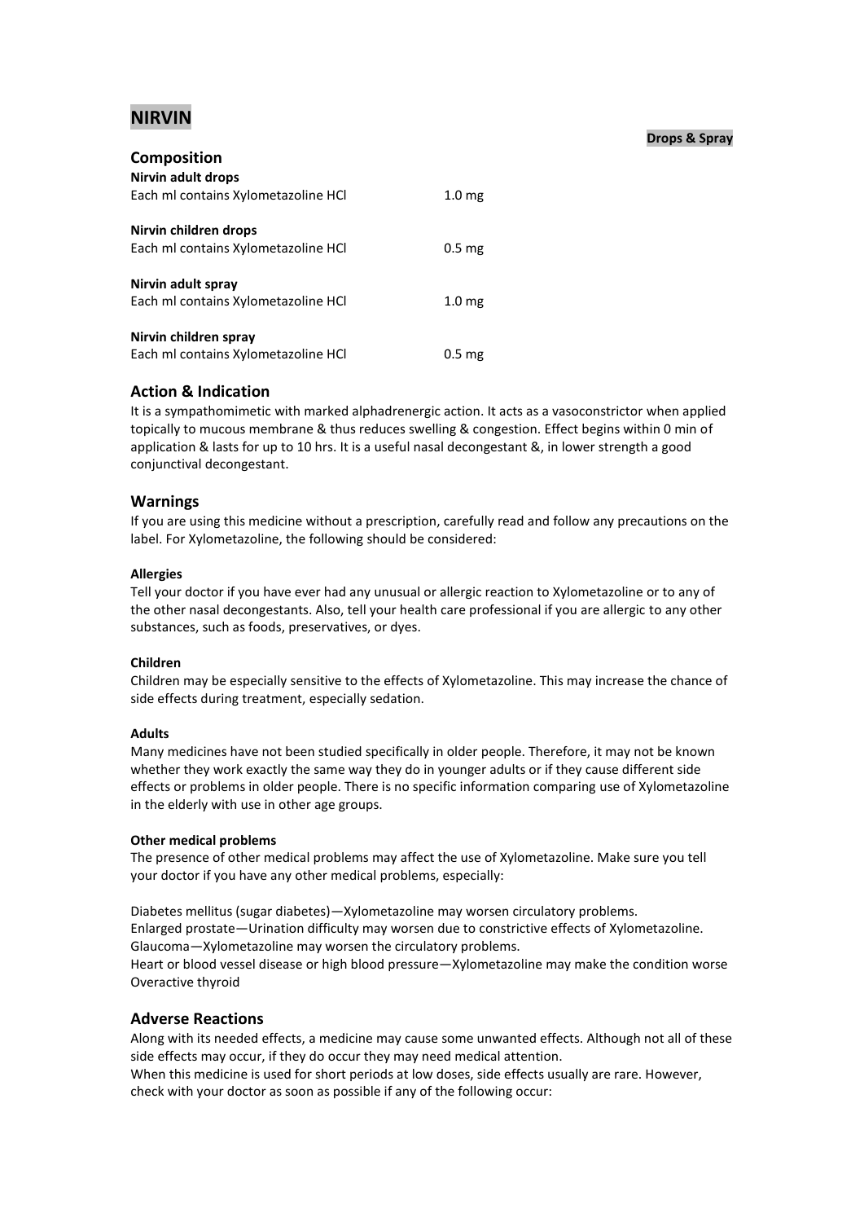# NIRVIN

**Drops & Spray**

## Composition

**Nirvin adult drops**
Each ml contains Xylometazoline HCl 1.0 mg

**Nirvin children drops**
Each ml contains Xylometazoline HCl 0.5 mg

**Nirvin adult spray**
Each ml contains Xylometazoline HCl 1.0 mg

**Nirvin children spray**
Each ml contains Xylometazoline HCl 0.5 mg

## Action & Indication

It is a sympathomimetic with marked alphadrenergic action. It acts as a vasoconstrictor when applied topically to mucous membrane & thus reduces swelling & congestion. Effect begins within 0 min of application & lasts for up to 10 hrs. It is a useful nasal decongestant &, in lower strength a good conjunctival decongestant.

## Warnings

If you are using this medicine without a prescription, carefully read and follow any precautions on the label. For Xylometazoline, the following should be considered:

**Allergies**

Tell your doctor if you have ever had any unusual or allergic reaction to Xylometazoline or to any of the other nasal decongestants. Also, tell your health care professional if you are allergic to any other substances, such as foods, preservatives, or dyes.

**Children**

Children may be especially sensitive to the effects of Xylometazoline. This may increase the chance of side effects during treatment, especially sedation.

**Adults**

Many medicines have not been studied specifically in older people. Therefore, it may not be known whether they work exactly the same way they do in younger adults or if they cause different side effects or problems in older people. There is no specific information comparing use of Xylometazoline in the elderly with use in other age groups.

**Other medical problems**

The presence of other medical problems may affect the use of Xylometazoline. Make sure you tell your doctor if you have any other medical problems, especially:

Diabetes mellitus (sugar diabetes)—Xylometazoline may worsen circulatory problems.
Enlarged prostate—Urination difficulty may worsen due to constrictive effects of Xylometazoline.
Glaucoma—Xylometazoline may worsen the circulatory problems.
Heart or blood vessel disease or high blood pressure—Xylometazoline may make the condition worse
Overactive thyroid

## Adverse Reactions

Along with its needed effects, a medicine may cause some unwanted effects. Although not all of these side effects may occur, if they do occur they may need medical attention.
When this medicine is used for short periods at low doses, side effects usually are rare. However, check with your doctor as soon as possible if any of the following occur: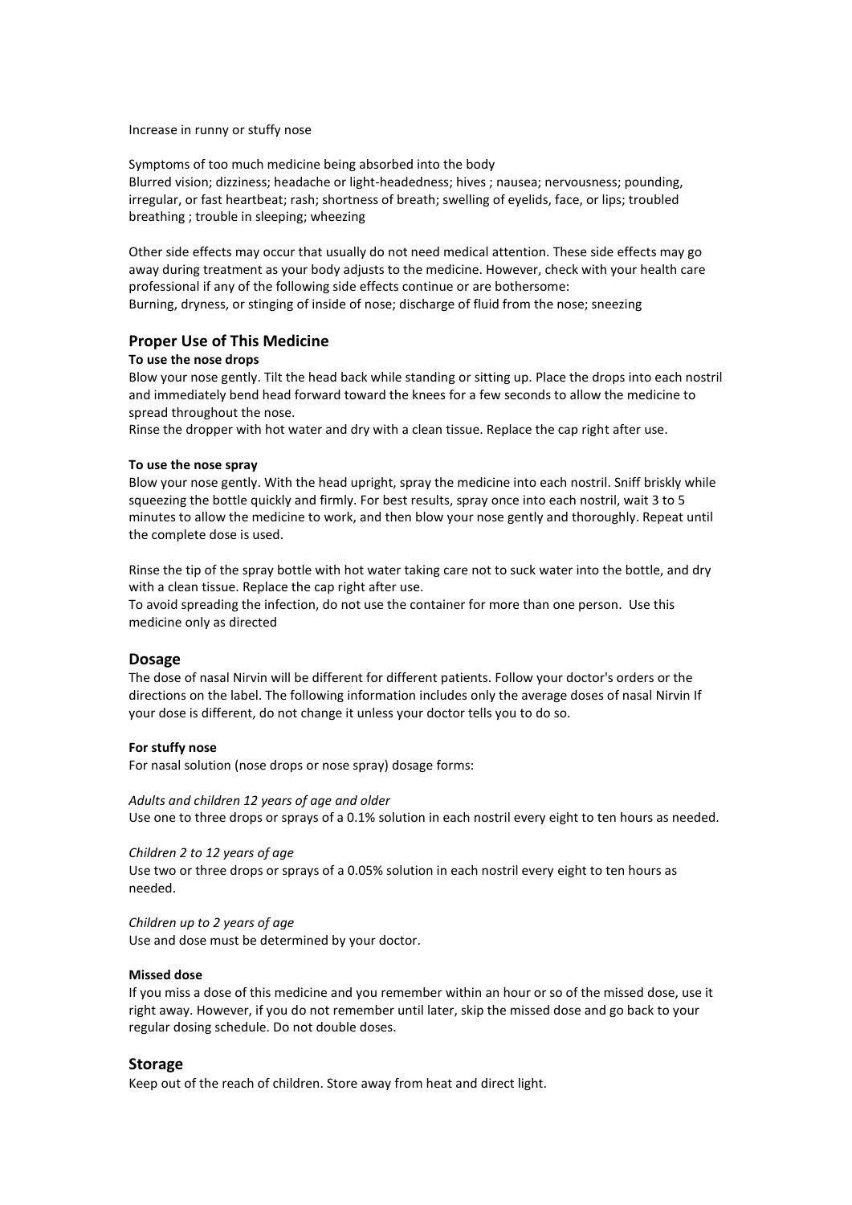Increase in runny or stuffy nose

Symptoms of too much medicine being absorbed into the body
Blurred vision; dizziness; headache or light-headedness; hives ; nausea; nervousness; pounding, irregular, or fast heartbeat; rash; shortness of breath; swelling of eyelids, face, or lips; troubled breathing ; trouble in sleeping; wheezing

Other side effects may occur that usually do not need medical attention. These side effects may go away during treatment as your body adjusts to the medicine. However, check with your health care professional if any of the following side effects continue or are bothersome:
Burning, dryness, or stinging of inside of nose; discharge of fluid from the nose; sneezing

## Proper Use of This Medicine

**To use the nose drops**

Blow your nose gently. Tilt the head back while standing or sitting up. Place the drops into each nostril and immediately bend head forward toward the knees for a few seconds to allow the medicine to spread throughout the nose.
Rinse the dropper with hot water and dry with a clean tissue. Replace the cap right after use.

**To use the nose spray**

Blow your nose gently. With the head upright, spray the medicine into each nostril. Sniff briskly while squeezing the bottle quickly and firmly. For best results, spray once into each nostril, wait 3 to 5 minutes to allow the medicine to work, and then blow your nose gently and thoroughly. Repeat until the complete dose is used.

Rinse the tip of the spray bottle with hot water taking care not to suck water into the bottle, and dry with a clean tissue. Replace the cap right after use.
To avoid spreading the infection, do not use the container for more than one person. Use this medicine only as directed

## Dosage

The dose of nasal Nirvin will be different for different patients. Follow your doctor's orders or the directions on the label. The following information includes only the average doses of nasal Nirvin If your dose is different, do not change it unless your doctor tells you to do so.

**For stuffy nose**

For nasal solution (nose drops or nose spray) dosage forms:

*Adults and children 12 years of age and older*
Use one to three drops or sprays of a 0.1% solution in each nostril every eight to ten hours as needed.

*Children 2 to 12 years of age*
Use two or three drops or sprays of a 0.05% solution in each nostril every eight to ten hours as needed.

*Children up to 2 years of age*
Use and dose must be determined by your doctor.

**Missed dose**

If you miss a dose of this medicine and you remember within an hour or so of the missed dose, use it right away. However, if you do not remember until later, skip the missed dose and go back to your regular dosing schedule. Do not double doses.

## Storage

Keep out of the reach of children. Store away from heat and direct light.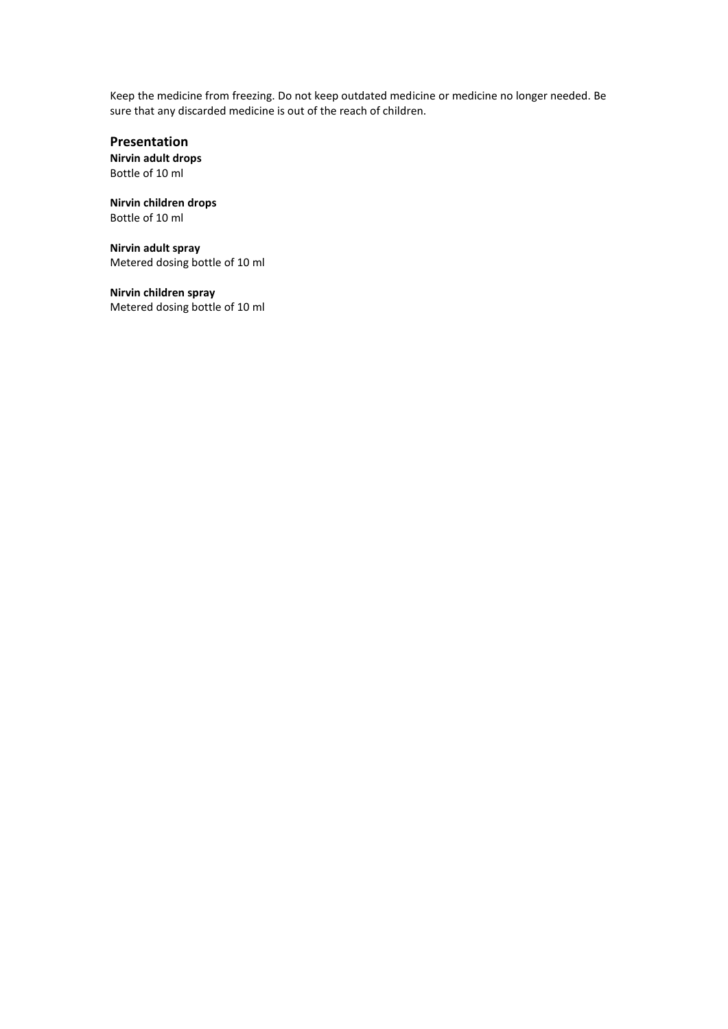Keep the medicine from freezing. Do not keep outdated medicine or medicine no longer needed. Be sure that any discarded medicine is out of the reach of children.

## Presentation

**Nirvin adult drops**
Bottle of 10 ml

**Nirvin children drops**
Bottle of 10 ml

**Nirvin adult spray**
Metered dosing bottle of 10 ml

**Nirvin children spray**
Metered dosing bottle of 10 ml